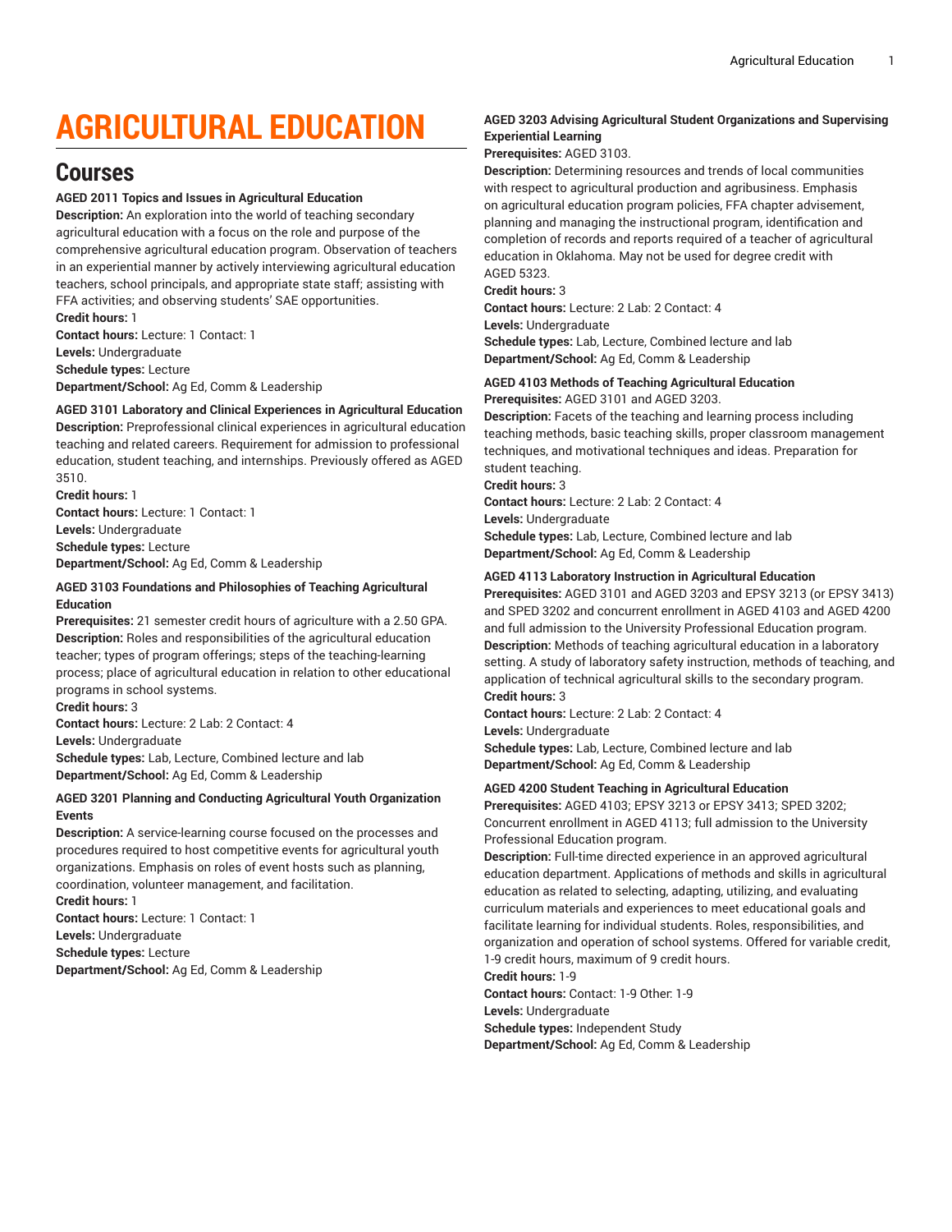# AGRICULTURAL EDUCATION

## Courses

**AGED 2011 Topics and Issues in Agricultural Education**

**Description:** An exploration into the world of teaching secondary agricultural education with a focus on the role and purpose of the comprehensive agricultural education program. Observation of teachers in an experiential manner by actively interviewing agricultural education teachers, school principals, and appropriate state staff; assisting with FFA activities; and observing students' SAE opportunities.

**Credit hours:** 1

**Contact hours:** Lecture: 1 Contact: 1

**Levels:** Undergraduate

**Schedule types:** Lecture

**Department/School:** Ag Ed, Comm & Leadership

**AGED 3101 Laboratory and Clinical Experiences in Agricultural Education**

**Description:** Preprofessional clinical experiences in agricultural education teaching and related careers. Requirement for admission to professional education, student teaching, and internships. Previously offered as AGED 3510.

**Credit hours:** 1

**Contact hours:** Lecture: 1 Contact: 1

**Levels:** Undergraduate

**Schedule types:** Lecture

**Department/School:** Ag Ed, Comm & Leadership

**AGED 3103 Foundations and Philosophies of Teaching Agricultural Education**

**Prerequisites:** 21 semester credit hours of agriculture with a 2.50 GPA.

**Description:** Roles and responsibilities of the agricultural education teacher; types of program offerings; steps of the teaching-learning process; place of agricultural education in relation to other educational programs in school systems.

**Credit hours:** 3

**Contact hours:** Lecture: 2 Lab: 2 Contact: 4

**Levels:** Undergraduate

**Schedule types:** Lab, Lecture, Combined lecture and lab

**Department/School:** Ag Ed, Comm & Leadership

**AGED 3201 Planning and Conducting Agricultural Youth Organization Events**

**Description:** A service-learning course focused on the processes and procedures required to host competitive events for agricultural youth organizations. Emphasis on roles of event hosts such as planning, coordination, volunteer management, and facilitation.

**Credit hours:** 1

**Contact hours:** Lecture: 1 Contact: 1

**Levels:** Undergraduate

**Schedule types:** Lecture

**Department/School:** Ag Ed, Comm & Leadership

**AGED 3203 Advising Agricultural Student Organizations and Supervising Experiential Learning**

**Prerequisites:** AGED 3103.

**Description:** Determining resources and trends of local communities with respect to agricultural production and agribusiness. Emphasis on agricultural education program policies, FFA chapter advisement, planning and managing the instructional program, identification and completion of records and reports required of a teacher of agricultural education in Oklahoma. May not be used for degree credit with AGED 5323.

**Credit hours:** 3

**Contact hours:** Lecture: 2 Lab: 2 Contact: 4

**Levels:** Undergraduate

**Schedule types:** Lab, Lecture, Combined lecture and lab

**Department/School:** Ag Ed, Comm & Leadership

**AGED 4103 Methods of Teaching Agricultural Education**

**Prerequisites:** AGED 3101 and AGED 3203.

**Description:** Facets of the teaching and learning process including teaching methods, basic teaching skills, proper classroom management techniques, and motivational techniques and ideas. Preparation for student teaching.

**Credit hours:** 3

**Contact hours:** Lecture: 2 Lab: 2 Contact: 4

**Levels:** Undergraduate

**Schedule types:** Lab, Lecture, Combined lecture and lab

**Department/School:** Ag Ed, Comm & Leadership

**AGED 4113 Laboratory Instruction in Agricultural Education**

**Prerequisites:** AGED 3101 and AGED 3203 and EPSY 3213 (or EPSY 3413) and SPED 3202 and concurrent enrollment in AGED 4103 and AGED 4200 and full admission to the University Professional Education program.

**Description:** Methods of teaching agricultural education in a laboratory setting. A study of laboratory safety instruction, methods of teaching, and application of technical agricultural skills to the secondary program.

**Credit hours:** 3

**Contact hours:** Lecture: 2 Lab: 2 Contact: 4

**Levels:** Undergraduate

**Schedule types:** Lab, Lecture, Combined lecture and lab

**Department/School:** Ag Ed, Comm & Leadership

**AGED 4200 Student Teaching in Agricultural Education**

**Prerequisites:** AGED 4103; EPSY 3213 or EPSY 3413; SPED 3202; Concurrent enrollment in AGED 4113; full admission to the University Professional Education program.

**Description:** Full-time directed experience in an approved agricultural education department. Applications of methods and skills in agricultural education as related to selecting, adapting, utilizing, and evaluating curriculum materials and experiences to meet educational goals and facilitate learning for individual students. Roles, responsibilities, and organization and operation of school systems. Offered for variable credit, 1-9 credit hours, maximum of 9 credit hours.

**Credit hours:** 1-9

**Contact hours:** Contact: 1-9 Other: 1-9

**Levels:** Undergraduate

**Schedule types:** Independent Study

**Department/School:** Ag Ed, Comm & Leadership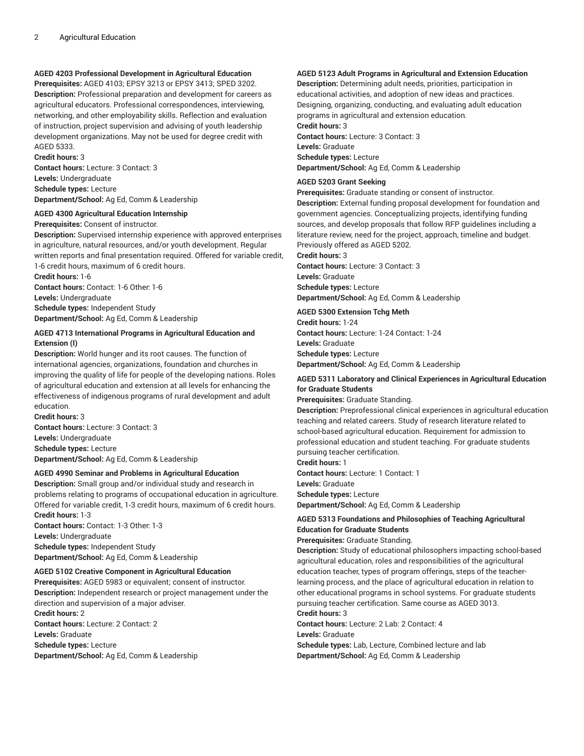**AGED 4203 Professional Development in Agricultural Education**
**Prerequisites:** AGED 4103; EPSY 3213 or EPSY 3413; SPED 3202.
**Description:** Professional preparation and development for careers as agricultural educators. Professional correspondences, interviewing, networking, and other employability skills. Reflection and evaluation of instruction, project supervision and advising of youth leadership development organizations. May not be used for degree credit with AGED 5333.
**Credit hours:** 3
**Contact hours:** Lecture: 3 Contact: 3
**Levels:** Undergraduate
**Schedule types:** Lecture
**Department/School:** Ag Ed, Comm & Leadership

**AGED 4300 Agricultural Education Internship**
**Prerequisites:** Consent of instructor.
**Description:** Supervised internship experience with approved enterprises in agriculture, natural resources, and/or youth development. Regular written reports and final presentation required. Offered for variable credit, 1-6 credit hours, maximum of 6 credit hours.
**Credit hours:** 1-6
**Contact hours:** Contact: 1-6 Other: 1-6
**Levels:** Undergraduate
**Schedule types:** Independent Study
**Department/School:** Ag Ed, Comm & Leadership

**AGED 4713 International Programs in Agricultural Education and Extension (I)**
**Description:** World hunger and its root causes. The function of international agencies, organizations, foundation and churches in improving the quality of life for people of the developing nations. Roles of agricultural education and extension at all levels for enhancing the effectiveness of indigenous programs of rural development and adult education.
**Credit hours:** 3
**Contact hours:** Lecture: 3 Contact: 3
**Levels:** Undergraduate
**Schedule types:** Lecture
**Department/School:** Ag Ed, Comm & Leadership

**AGED 4990 Seminar and Problems in Agricultural Education**
**Description:** Small group and/or individual study and research in problems relating to programs of occupational education in agriculture. Offered for variable credit, 1-3 credit hours, maximum of 6 credit hours.
**Credit hours:** 1-3
**Contact hours:** Contact: 1-3 Other: 1-3
**Levels:** Undergraduate
**Schedule types:** Independent Study
**Department/School:** Ag Ed, Comm & Leadership

**AGED 5102 Creative Component in Agricultural Education**
**Prerequisites:** AGED 5983 or equivalent; consent of instructor.
**Description:** Independent research or project management under the direction and supervision of a major adviser.
**Credit hours:** 2
**Contact hours:** Lecture: 2 Contact: 2
**Levels:** Graduate
**Schedule types:** Lecture
**Department/School:** Ag Ed, Comm & Leadership

**AGED 5123 Adult Programs in Agricultural and Extension Education**
**Description:** Determining adult needs, priorities, participation in educational activities, and adoption of new ideas and practices. Designing, organizing, conducting, and evaluating adult education programs in agricultural and extension education.
**Credit hours:** 3
**Contact hours:** Lecture: 3 Contact: 3
**Levels:** Graduate
**Schedule types:** Lecture
**Department/School:** Ag Ed, Comm & Leadership

**AGED 5203 Grant Seeking**
**Prerequisites:** Graduate standing or consent of instructor.
**Description:** External funding proposal development for foundation and government agencies. Conceptualizing projects, identifying funding sources, and develop proposals that follow RFP guidelines including a literature review, need for the project, approach, timeline and budget. Previously offered as AGED 5202.
**Credit hours:** 3
**Contact hours:** Lecture: 3 Contact: 3
**Levels:** Graduate
**Schedule types:** Lecture
**Department/School:** Ag Ed, Comm & Leadership

**AGED 5300 Extension Tchg Meth**
**Credit hours:** 1-24
**Contact hours:** Lecture: 1-24 Contact: 1-24
**Levels:** Graduate
**Schedule types:** Lecture
**Department/School:** Ag Ed, Comm & Leadership

**AGED 5311 Laboratory and Clinical Experiences in Agricultural Education for Graduate Students**
**Prerequisites:** Graduate Standing.
**Description:** Preprofessional clinical experiences in agricultural education teaching and related careers. Study of research literature related to school-based agricultural education. Requirement for admission to professional education and student teaching. For graduate students pursuing teacher certification.
**Credit hours:** 1
**Contact hours:** Lecture: 1 Contact: 1
**Levels:** Graduate
**Schedule types:** Lecture
**Department/School:** Ag Ed, Comm & Leadership

**AGED 5313 Foundations and Philosophies of Teaching Agricultural Education for Graduate Students**
**Prerequisites:** Graduate Standing.
**Description:** Study of educational philosophers impacting school-based agricultural education, roles and responsibilities of the agricultural education teacher, types of program offerings, steps of the teacher-learning process, and the place of agricultural education in relation to other educational programs in school systems. For graduate students pursuing teacher certification. Same course as AGED 3013.
**Credit hours:** 3
**Contact hours:** Lecture: 2 Lab: 2 Contact: 4
**Levels:** Graduate
**Schedule types:** Lab, Lecture, Combined lecture and lab
**Department/School:** Ag Ed, Comm & Leadership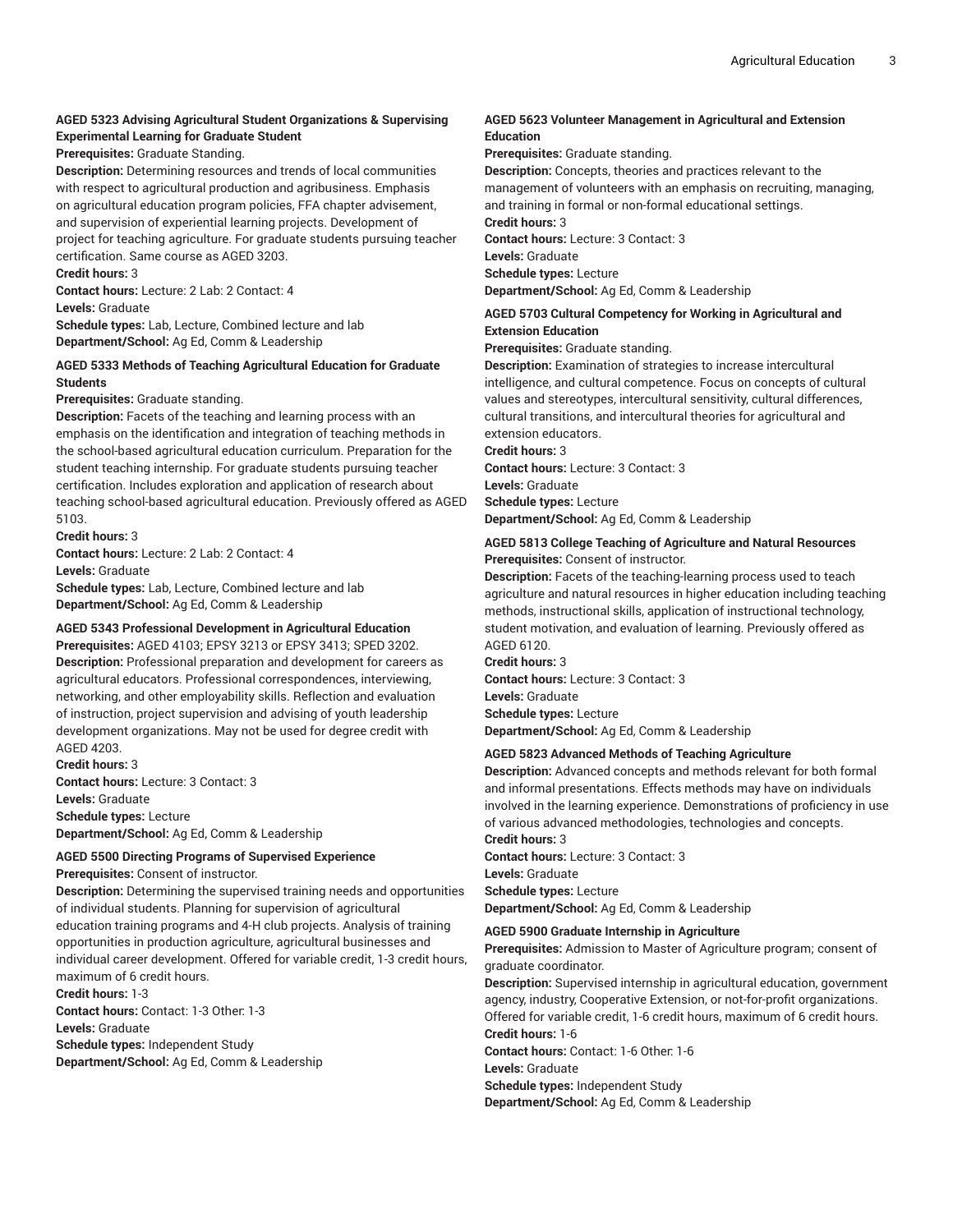**AGED 5323 Advising Agricultural Student Organizations & Supervising Experimental Learning for Graduate Student**

**Prerequisites:** Graduate Standing.

**Description:** Determining resources and trends of local communities with respect to agricultural production and agribusiness. Emphasis on agricultural education program policies, FFA chapter advisement, and supervision of experiential learning projects. Development of project for teaching agriculture. For graduate students pursuing teacher certification. Same course as AGED 3203.

**Credit hours:** 3

**Contact hours:** Lecture: 2 Lab: 2 Contact: 4

**Levels:** Graduate

**Schedule types:** Lab, Lecture, Combined lecture and lab

**Department/School:** Ag Ed, Comm & Leadership

**AGED 5333 Methods of Teaching Agricultural Education for Graduate Students**

**Prerequisites:** Graduate standing.

**Description:** Facets of the teaching and learning process with an emphasis on the identification and integration of teaching methods in the school-based agricultural education curriculum. Preparation for the student teaching internship. For graduate students pursuing teacher certification. Includes exploration and application of research about teaching school-based agricultural education. Previously offered as AGED 5103.

**Credit hours:** 3

**Contact hours:** Lecture: 2 Lab: 2 Contact: 4

**Levels:** Graduate

**Schedule types:** Lab, Lecture, Combined lecture and lab

**Department/School:** Ag Ed, Comm & Leadership

**AGED 5343 Professional Development in Agricultural Education**

**Prerequisites:** AGED 4103; EPSY 3213 or EPSY 3413; SPED 3202.

**Description:** Professional preparation and development for careers as agricultural educators. Professional correspondences, interviewing, networking, and other employability skills. Reflection and evaluation of instruction, project supervision and advising of youth leadership development organizations. May not be used for degree credit with AGED 4203.

**Credit hours:** 3

**Contact hours:** Lecture: 3 Contact: 3

**Levels:** Graduate

**Schedule types:** Lecture

**Department/School:** Ag Ed, Comm & Leadership

**AGED 5500 Directing Programs of Supervised Experience**

**Prerequisites:** Consent of instructor.

**Description:** Determining the supervised training needs and opportunities of individual students. Planning for supervision of agricultural education training programs and 4-H club projects. Analysis of training opportunities in production agriculture, agricultural businesses and individual career development. Offered for variable credit, 1-3 credit hours, maximum of 6 credit hours.

**Credit hours:** 1-3

**Contact hours:** Contact: 1-3 Other: 1-3

**Levels:** Graduate

**Schedule types:** Independent Study

**Department/School:** Ag Ed, Comm & Leadership

**AGED 5623 Volunteer Management in Agricultural and Extension Education**

**Prerequisites:** Graduate standing.

**Description:** Concepts, theories and practices relevant to the management of volunteers with an emphasis on recruiting, managing, and training in formal or non-formal educational settings.

**Credit hours:** 3

**Contact hours:** Lecture: 3 Contact: 3

**Levels:** Graduate

**Schedule types:** Lecture

**Department/School:** Ag Ed, Comm & Leadership

**AGED 5703 Cultural Competency for Working in Agricultural and Extension Education**

**Prerequisites:** Graduate standing.

**Description:** Examination of strategies to increase intercultural intelligence, and cultural competence. Focus on concepts of cultural values and stereotypes, intercultural sensitivity, cultural differences, cultural transitions, and intercultural theories for agricultural and extension educators.

**Credit hours:** 3

**Contact hours:** Lecture: 3 Contact: 3

**Levels:** Graduate

**Schedule types:** Lecture

**Department/School:** Ag Ed, Comm & Leadership

**AGED 5813 College Teaching of Agriculture and Natural Resources**

**Prerequisites:** Consent of instructor.

**Description:** Facets of the teaching-learning process used to teach agriculture and natural resources in higher education including teaching methods, instructional skills, application of instructional technology, student motivation, and evaluation of learning. Previously offered as AGED 6120.

**Credit hours:** 3

**Contact hours:** Lecture: 3 Contact: 3

**Levels:** Graduate

**Schedule types:** Lecture

**Department/School:** Ag Ed, Comm & Leadership

**AGED 5823 Advanced Methods of Teaching Agriculture**

**Description:** Advanced concepts and methods relevant for both formal and informal presentations. Effects methods may have on individuals involved in the learning experience. Demonstrations of proficiency in use of various advanced methodologies, technologies and concepts.

**Credit hours:** 3

**Contact hours:** Lecture: 3 Contact: 3

**Levels:** Graduate

**Schedule types:** Lecture

**Department/School:** Ag Ed, Comm & Leadership

**AGED 5900 Graduate Internship in Agriculture**

**Prerequisites:** Admission to Master of Agriculture program; consent of graduate coordinator.

**Description:** Supervised internship in agricultural education, government agency, industry, Cooperative Extension, or not-for-profit organizations. Offered for variable credit, 1-6 credit hours, maximum of 6 credit hours.

**Credit hours:** 1-6

**Contact hours:** Contact: 1-6 Other: 1-6

**Levels:** Graduate

**Schedule types:** Independent Study

**Department/School:** Ag Ed, Comm & Leadership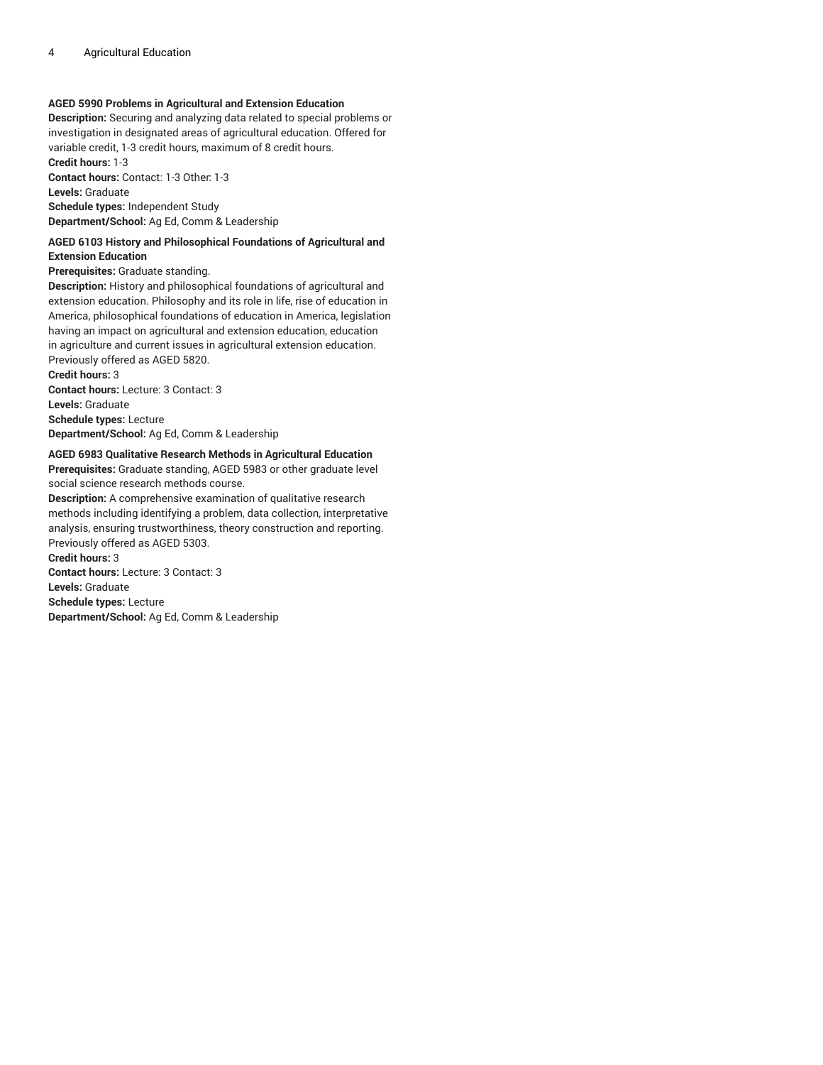**AGED 5990 Problems in Agricultural and Extension Education**
**Description:** Securing and analyzing data related to special problems or investigation in designated areas of agricultural education. Offered for variable credit, 1-3 credit hours, maximum of 8 credit hours.
**Credit hours:** 1-3
**Contact hours:** Contact: 1-3 Other: 1-3
**Levels:** Graduate
**Schedule types:** Independent Study
**Department/School:** Ag Ed, Comm & Leadership

**AGED 6103 History and Philosophical Foundations of Agricultural and Extension Education**
**Prerequisites:** Graduate standing.
**Description:** History and philosophical foundations of agricultural and extension education. Philosophy and its role in life, rise of education in America, philosophical foundations of education in America, legislation having an impact on agricultural and extension education, education in agriculture and current issues in agricultural extension education. Previously offered as AGED 5820.
**Credit hours:** 3
**Contact hours:** Lecture: 3 Contact: 3
**Levels:** Graduate
**Schedule types:** Lecture
**Department/School:** Ag Ed, Comm & Leadership

**AGED 6983 Qualitative Research Methods in Agricultural Education**
**Prerequisites:** Graduate standing, AGED 5983 or other graduate level social science research methods course.
**Description:** A comprehensive examination of qualitative research methods including identifying a problem, data collection, interpretative analysis, ensuring trustworthiness, theory construction and reporting. Previously offered as AGED 5303.
**Credit hours:** 3
**Contact hours:** Lecture: 3 Contact: 3
**Levels:** Graduate
**Schedule types:** Lecture
**Department/School:** Ag Ed, Comm & Leadership